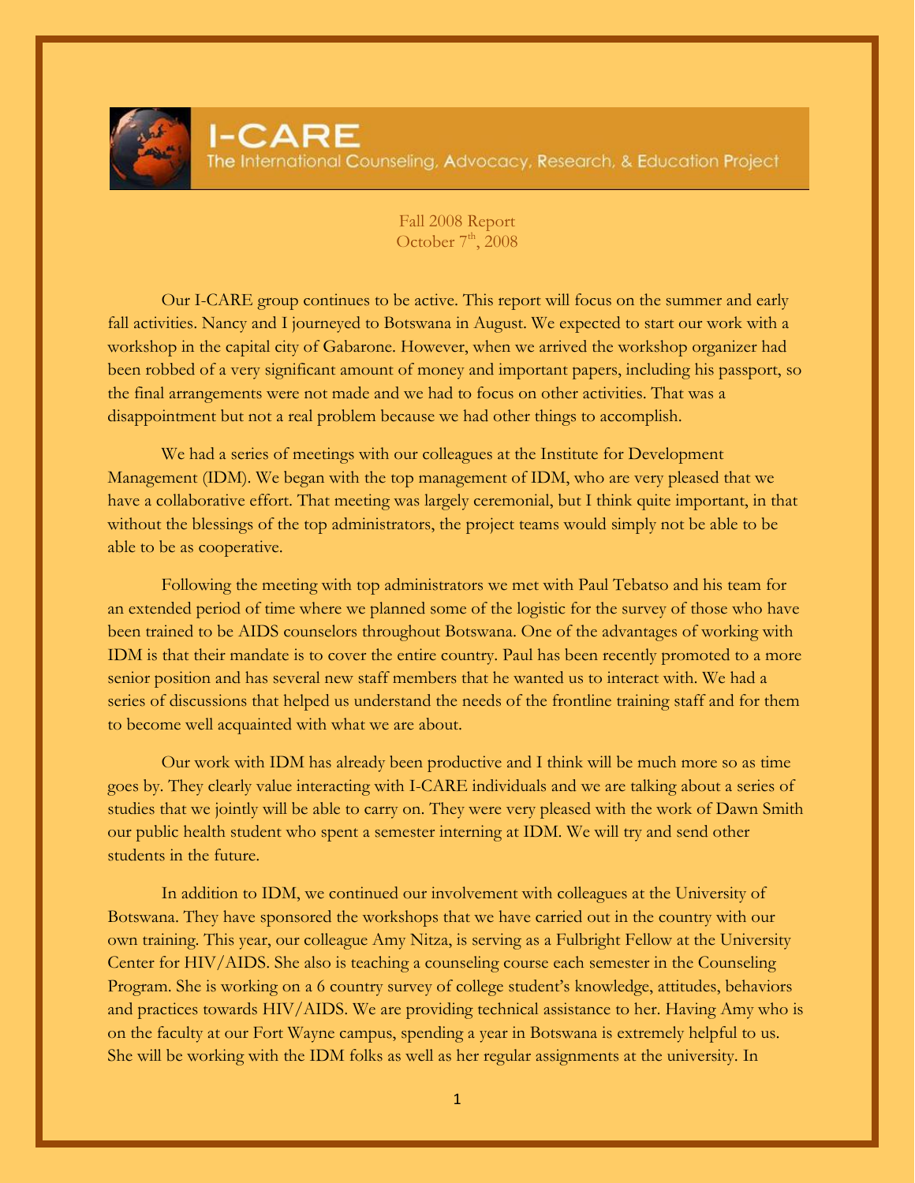# I-CARE

The International Counseling, Advocacy, Research, & Education Project

Fall 2008 Report
October 7th, 2008

Our I-CARE group continues to be active. This report will focus on the summer and early fall activities. Nancy and I journeyed to Botswana in August. We expected to start our work with a workshop in the capital city of Gabarone. However, when we arrived the workshop organizer had been robbed of a very significant amount of money and important papers, including his passport, so the final arrangements were not made and we had to focus on other activities. That was a disappointment but not a real problem because we had other things to accomplish.

We had a series of meetings with our colleagues at the Institute for Development Management (IDM). We began with the top management of IDM, who are very pleased that we have a collaborative effort. That meeting was largely ceremonial, but I think quite important, in that without the blessings of the top administrators, the project teams would simply not be able to be able to be as cooperative.

Following the meeting with top administrators we met with Paul Tebatso and his team for an extended period of time where we planned some of the logistic for the survey of those who have been trained to be AIDS counselors throughout Botswana. One of the advantages of working with IDM is that their mandate is to cover the entire country. Paul has been recently promoted to a more senior position and has several new staff members that he wanted us to interact with. We had a series of discussions that helped us understand the needs of the frontline training staff and for them to become well acquainted with what we are about.

Our work with IDM has already been productive and I think will be much more so as time goes by. They clearly value interacting with I-CARE individuals and we are talking about a series of studies that we jointly will be able to carry on. They were very pleased with the work of Dawn Smith our public health student who spent a semester interning at IDM. We will try and send other students in the future.

In addition to IDM, we continued our involvement with colleagues at the University of Botswana. They have sponsored the workshops that we have carried out in the country with our own training. This year, our colleague Amy Nitza, is serving as a Fulbright Fellow at the University Center for HIV/AIDS. She also is teaching a counseling course each semester in the Counseling Program. She is working on a 6 country survey of college student's knowledge, attitudes, behaviors and practices towards HIV/AIDS. We are providing technical assistance to her. Having Amy who is on the faculty at our Fort Wayne campus, spending a year in Botswana is extremely helpful to us. She will be working with the IDM folks as well as her regular assignments at the university. In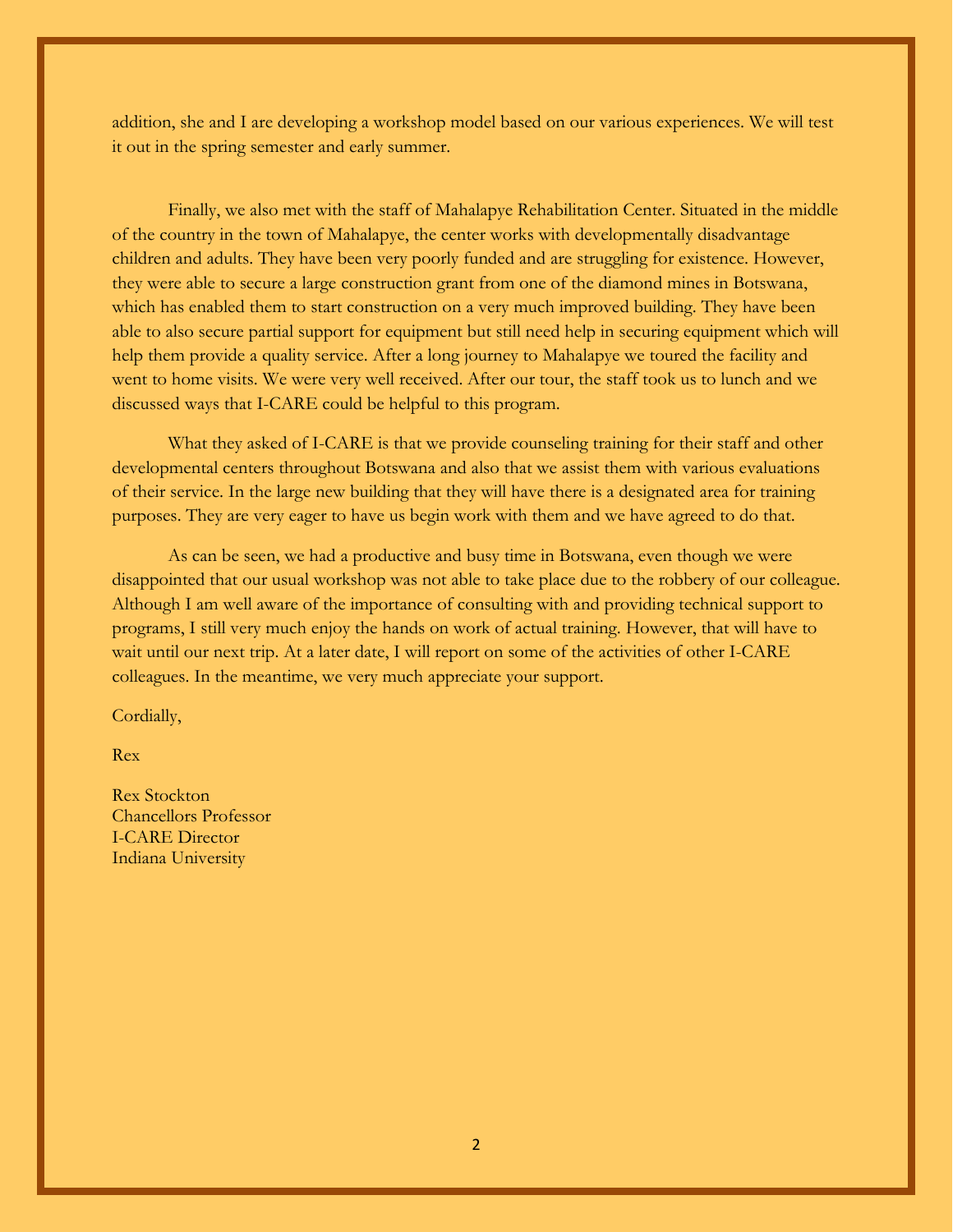addition, she and I are developing a workshop model based on our various experiences. We will test it out in the spring semester and early summer.

Finally, we also met with the staff of Mahalapye Rehabilitation Center. Situated in the middle of the country in the town of Mahalapye, the center works with developmentally disadvantage children and adults. They have been very poorly funded and are struggling for existence. However, they were able to secure a large construction grant from one of the diamond mines in Botswana, which has enabled them to start construction on a very much improved building. They have been able to also secure partial support for equipment but still need help in securing equipment which will help them provide a quality service. After a long journey to Mahalapye we toured the facility and went to home visits. We were very well received. After our tour, the staff took us to lunch and we discussed ways that I-CARE could be helpful to this program.

What they asked of I-CARE is that we provide counseling training for their staff and other developmental centers throughout Botswana and also that we assist them with various evaluations of their service. In the large new building that they will have there is a designated area for training purposes. They are very eager to have us begin work with them and we have agreed to do that.

As can be seen, we had a productive and busy time in Botswana, even though we were disappointed that our usual workshop was not able to take place due to the robbery of our colleague. Although I am well aware of the importance of consulting with and providing technical support to programs, I still very much enjoy the hands on work of actual training. However, that will have to wait until our next trip. At a later date, I will report on some of the activities of other I-CARE colleagues. In the meantime, we very much appreciate your support.

Cordially,

Rex

Rex Stockton
Chancellors Professor
I-CARE Director
Indiana University